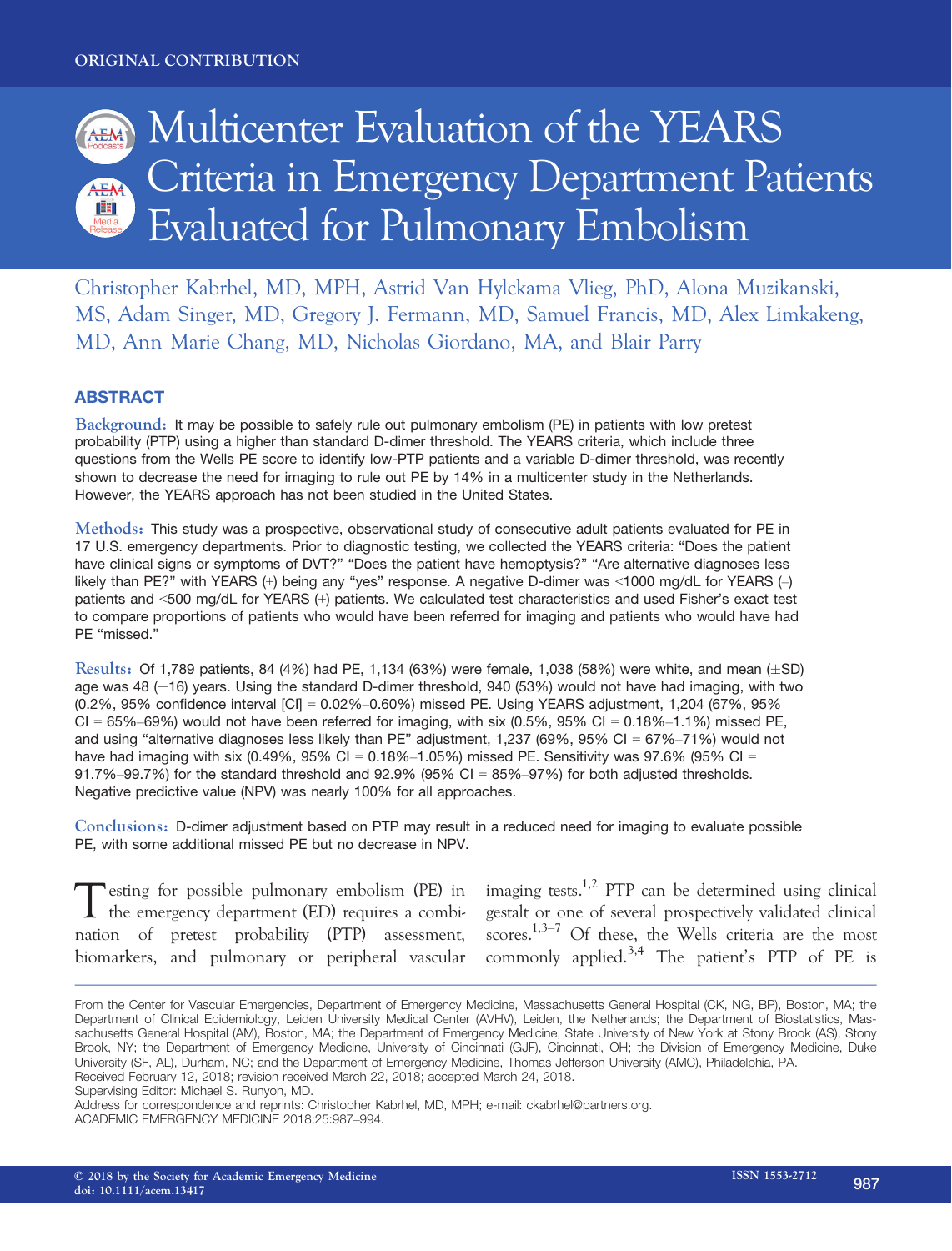ORIGINAL CONTRIBUTION

# Multicenter Evaluation of the YEARS Criteria in Emergency Department Patients Evaluated for Pulmonary Embolism

Christopher Kabrhel, MD, MPH, Astrid Van Hylckama Vlieg, PhD, Alona Muzikanski, MS, Adam Singer, MD, Gregory J. Fermann, MD, Samuel Francis, MD, Alex Limkakeng, MD, Ann Marie Chang, MD, Nicholas Giordano, MA, and Blair Parry

## ABSTRACT

**Background:** It may be possible to safely rule out pulmonary embolism (PE) in patients with low pretest probability (PTP) using a higher than standard D-dimer threshold. The YEARS criteria, which include three questions from the Wells PE score to identify low-PTP patients and a variable D-dimer threshold, was recently shown to decrease the need for imaging to rule out PE by 14% in a multicenter study in the Netherlands. However, the YEARS approach has not been studied in the United States.

**Methods:** This study was a prospective, observational study of consecutive adult patients evaluated for PE in 17 U.S. emergency departments. Prior to diagnostic testing, we collected the YEARS criteria: "Does the patient have clinical signs or symptoms of DVT?" "Does the patient have hemoptysis?" "Are alternative diagnoses less likely than PE?" with YEARS (+) being any "yes" response. A negative D-dimer was <1000 mg/dL for YEARS (–) patients and <500 mg/dL for YEARS (+) patients. We calculated test characteristics and used Fisher's exact test to compare proportions of patients who would have been referred for imaging and patients who would have had PE "missed."

**Results:** Of 1,789 patients, 84 (4%) had PE, 1,134 (63%) were female, 1,038 (58%) were white, and mean (±SD) age was 48 (±16) years. Using the standard D-dimer threshold, 940 (53%) would not have had imaging, with two (0.2%, 95% confidence interval [CI] = 0.02%–0.60%) missed PE. Using YEARS adjustment, 1,204 (67%, 95% CI = 65%–69%) would not have been referred for imaging, with six (0.5%, 95% CI = 0.18%–1.1%) missed PE, and using "alternative diagnoses less likely than PE" adjustment, 1,237 (69%, 95% CI = 67%–71%) would not have had imaging with six (0.49%, 95% CI = 0.18%–1.05%) missed PE. Sensitivity was 97.6% (95% CI = 91.7%–99.7%) for the standard threshold and 92.9% (95% CI = 85%–97%) for both adjusted thresholds. Negative predictive value (NPV) was nearly 100% for all approaches.

**Conclusions:** D-dimer adjustment based on PTP may result in a reduced need for imaging to evaluate possible PE, with some additional missed PE but no decrease in NPV.

Testing for possible pulmonary embolism (PE) in the emergency department (ED) requires a combination of pretest probability (PTP) assessment, biomarkers, and pulmonary or peripheral vascular imaging tests.[1,2] PTP can be determined using clinical gestalt or one of several prospectively validated clinical scores.[1,3–7] Of these, the Wells criteria are the most commonly applied.[3,4] The patient's PTP of PE is

---

From the Center for Vascular Emergencies, Department of Emergency Medicine, Massachusetts General Hospital (CK, NG, BP), Boston, MA; the Department of Clinical Epidemiology, Leiden University Medical Center (AVHV), Leiden, the Netherlands; the Department of Biostatistics, Massachusetts General Hospital (AM), Boston, MA; the Department of Emergency Medicine, State University of New York at Stony Brook (AS), Stony Brook, NY; the Department of Emergency Medicine, University of Cincinnati (GJF), Cincinnati, OH; the Division of Emergency Medicine, Duke University (SF, AL), Durham, NC; and the Department of Emergency Medicine, Thomas Jefferson University (AMC), Philadelphia, PA.
Received February 12, 2018; revision received March 22, 2018; accepted March 24, 2018.
Supervising Editor: Michael S. Runyon, MD.
Address for correspondence and reprints: Christopher Kabrhel, MD, MPH; e-mail: ckabrhel@partners.org.
ACADEMIC EMERGENCY MEDICINE 2018;25:987–994.

© 2018 by the Society for Academic Emergency Medicine
doi: 10.1111/acem.13417
ISSN 1553-2712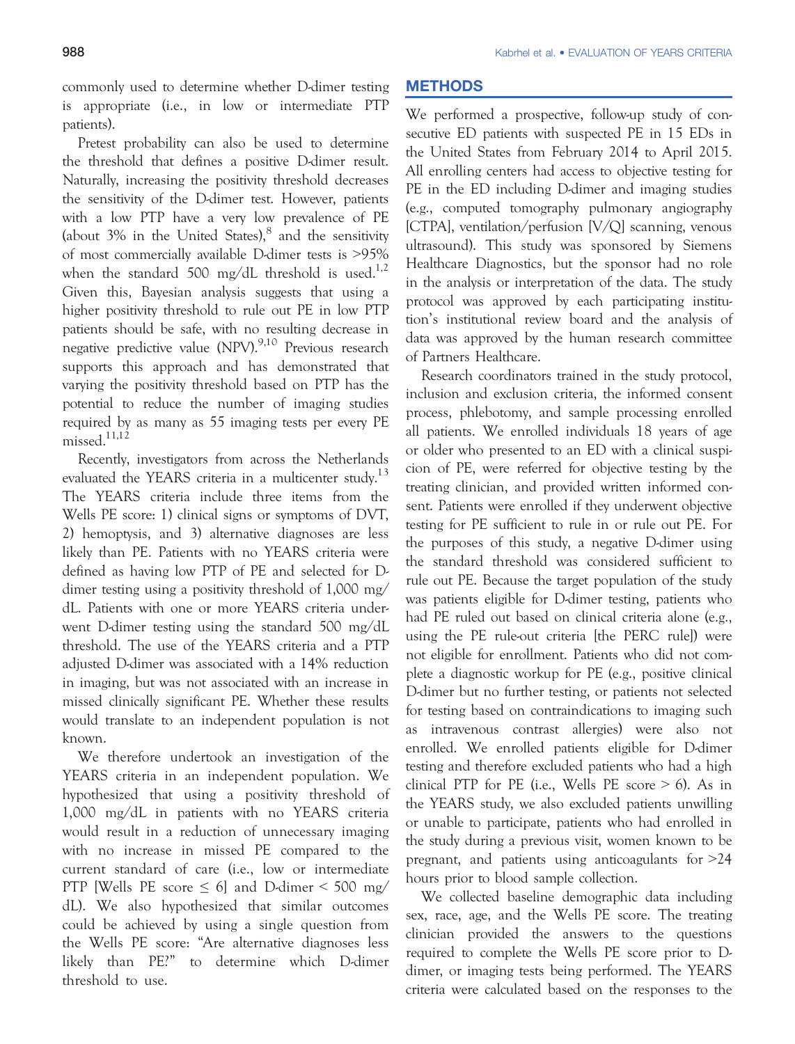commonly used to determine whether D-dimer testing is appropriate (i.e., in low or intermediate PTP patients).

Pretest probability can also be used to determine the threshold that defines a positive D-dimer result. Naturally, increasing the positivity threshold decreases the sensitivity of the D-dimer test. However, patients with a low PTP have a very low prevalence of PE (about 3% in the United States),[8] and the sensitivity of most commercially available D-dimer tests is >95% when the standard 500 mg/dL threshold is used.[1,2] Given this, Bayesian analysis suggests that using a higher positivity threshold to rule out PE in low PTP patients should be safe, with no resulting decrease in negative predictive value (NPV).[9,10] Previous research supports this approach and has demonstrated that varying the positivity threshold based on PTP has the potential to reduce the number of imaging studies required by as many as 55 imaging tests per every PE missed.[11,12]

Recently, investigators from across the Netherlands evaluated the YEARS criteria in a multicenter study.[13] The YEARS criteria include three items from the Wells PE score: 1) clinical signs or symptoms of DVT, 2) hemoptysis, and 3) alternative diagnoses are less likely than PE. Patients with no YEARS criteria were defined as having low PTP of PE and selected for D-dimer testing using a positivity threshold of 1,000 mg/dL. Patients with one or more YEARS criteria underwent D-dimer testing using the standard 500 mg/dL threshold. The use of the YEARS criteria and a PTP adjusted D-dimer was associated with a 14% reduction in imaging, but was not associated with an increase in missed clinically significant PE. Whether these results would translate to an independent population is not known.

We therefore undertook an investigation of the YEARS criteria in an independent population. We hypothesized that using a positivity threshold of 1,000 mg/dL in patients with no YEARS criteria would result in a reduction of unnecessary imaging with no increase in missed PE compared to the current standard of care (i.e., low or intermediate PTP [Wells PE score ≤ 6] and D-dimer < 500 mg/dL). We also hypothesized that similar outcomes could be achieved by using a single question from the Wells PE score: "Are alternative diagnoses less likely than PE?" to determine which D-dimer threshold to use.

## METHODS

We performed a prospective, follow-up study of consecutive ED patients with suspected PE in 15 EDs in the United States from February 2014 to April 2015. All enrolling centers had access to objective testing for PE in the ED including D-dimer and imaging studies (e.g., computed tomography pulmonary angiography [CTPA], ventilation/perfusion [V/Q] scanning, venous ultrasound). This study was sponsored by Siemens Healthcare Diagnostics, but the sponsor had no role in the analysis or interpretation of the data. The study protocol was approved by each participating institution's institutional review board and the analysis of data was approved by the human research committee of Partners Healthcare.

Research coordinators trained in the study protocol, inclusion and exclusion criteria, the informed consent process, phlebotomy, and sample processing enrolled all patients. We enrolled individuals 18 years of age or older who presented to an ED with a clinical suspicion of PE, were referred for objective testing by the treating clinician, and provided written informed consent. Patients were enrolled if they underwent objective testing for PE sufficient to rule in or rule out PE. For the purposes of this study, a negative D-dimer using the standard threshold was considered sufficient to rule out PE. Because the target population of the study was patients eligible for D-dimer testing, patients who had PE ruled out based on clinical criteria alone (e.g., using the PE rule-out criteria [the PERC rule]) were not eligible for enrollment. Patients who did not complete a diagnostic workup for PE (e.g., positive clinical D-dimer but no further testing, or patients not selected for testing based on contraindications to imaging such as intravenous contrast allergies) were also not enrolled. We enrolled patients eligible for D-dimer testing and therefore excluded patients who had a high clinical PTP for PE (i.e., Wells PE score > 6). As in the YEARS study, we also excluded patients unwilling or unable to participate, patients who had enrolled in the study during a previous visit, women known to be pregnant, and patients using anticoagulants for >24 hours prior to blood sample collection.

We collected baseline demographic data including sex, race, age, and the Wells PE score. The treating clinician provided the answers to the questions required to complete the Wells PE score prior to D-dimer, or imaging tests being performed. The YEARS criteria were calculated based on the responses to the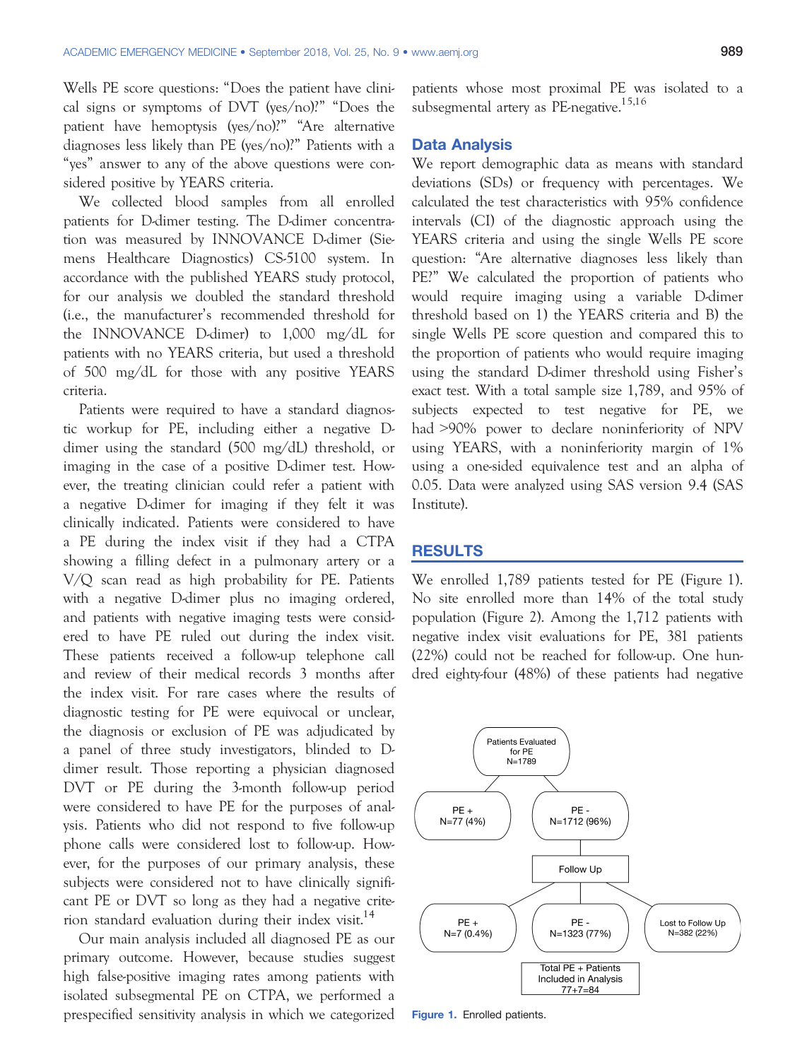Wells PE score questions: “Does the patient have clinical signs or symptoms of DVT (yes/no)?” “Does the patient have hemoptysis (yes/no)?” “Are alternative diagnoses less likely than PE (yes/no)?” Patients with a “yes” answer to any of the above questions were considered positive by YEARS criteria.

We collected blood samples from all enrolled patients for D-dimer testing. The D-dimer concentration was measured by INNOVANCE D-dimer (Siemens Healthcare Diagnostics) CS-5100 system. In accordance with the published YEARS study protocol, for our analysis we doubled the standard threshold (i.e., the manufacturer’s recommended threshold for the INNOVANCE D-dimer) to 1,000 mg/dL for patients with no YEARS criteria, but used a threshold of 500 mg/dL for those with any positive YEARS criteria.

Patients were required to have a standard diagnostic workup for PE, including either a negative D-dimer using the standard (500 mg/dL) threshold, or imaging in the case of a positive D-dimer test. However, the treating clinician could refer a patient with a negative D-dimer for imaging if they felt it was clinically indicated. Patients were considered to have a PE during the index visit if they had a CTPA showing a filling defect in a pulmonary artery or a V/Q scan read as high probability for PE. Patients with a negative D-dimer plus no imaging ordered, and patients with negative imaging tests were considered to have PE ruled out during the index visit. These patients received a follow-up telephone call and review of their medical records 3 months after the index visit. For rare cases where the results of diagnostic testing for PE were equivocal or unclear, the diagnosis or exclusion of PE was adjudicated by a panel of three study investigators, blinded to D-dimer result. Those reporting a physician diagnosed DVT or PE during the 3-month follow-up period were considered to have PE for the purposes of analysis. Patients who did not respond to five follow-up phone calls were considered lost to follow-up. However, for the purposes of our primary analysis, these subjects were considered not to have clinically significant PE or DVT so long as they had a negative criterion standard evaluation during their index visit.[14]

Our main analysis included all diagnosed PE as our primary outcome. However, because studies suggest high false-positive imaging rates among patients with isolated subsegmental PE on CTPA, we performed a prespecified sensitivity analysis in which we categorized patients whose most proximal PE was isolated to a subsegmental artery as PE-negative.[15,16]

## Data Analysis

We report demographic data as means with standard deviations (SDs) or frequency with percentages. We calculated the test characteristics with 95% confidence intervals (CI) of the diagnostic approach using the YEARS criteria and using the single Wells PE score question: “Are alternative diagnoses less likely than PE?” We calculated the proportion of patients who would require imaging using a variable D-dimer threshold based on 1) the YEARS criteria and B) the single Wells PE score question and compared this to the proportion of patients who would require imaging using the standard D-dimer threshold using Fisher’s exact test. With a total sample size 1,789, and 95% of subjects expected to test negative for PE, we had >90% power to declare noninferiority of NPV using YEARS, with a noninferiority margin of 1% using a one-sided equivalence test and an alpha of 0.05. Data were analyzed using SAS version 9.4 (SAS Institute).

## RESULTS

We enrolled 1,789 patients tested for PE (Figure 1). No site enrolled more than 14% of the total study population (Figure 2). Among the 1,712 patients with negative index visit evaluations for PE, 381 patients (22%) could not be reached for follow-up. One hundred eighty-four (48%) of these patients had negative

Patients Evaluated for PE N=1789
→ PE + N=77 (4%)
→ PE - N=1712 (96%) → Follow Up
  → PE + N=7 (0.4%)
  → PE - N=1323 (77%)
  → Lost to Follow Up N=382 (22%)
Total PE + Patients Included in Analysis 77+7=84

Figure 1. Enrolled patients.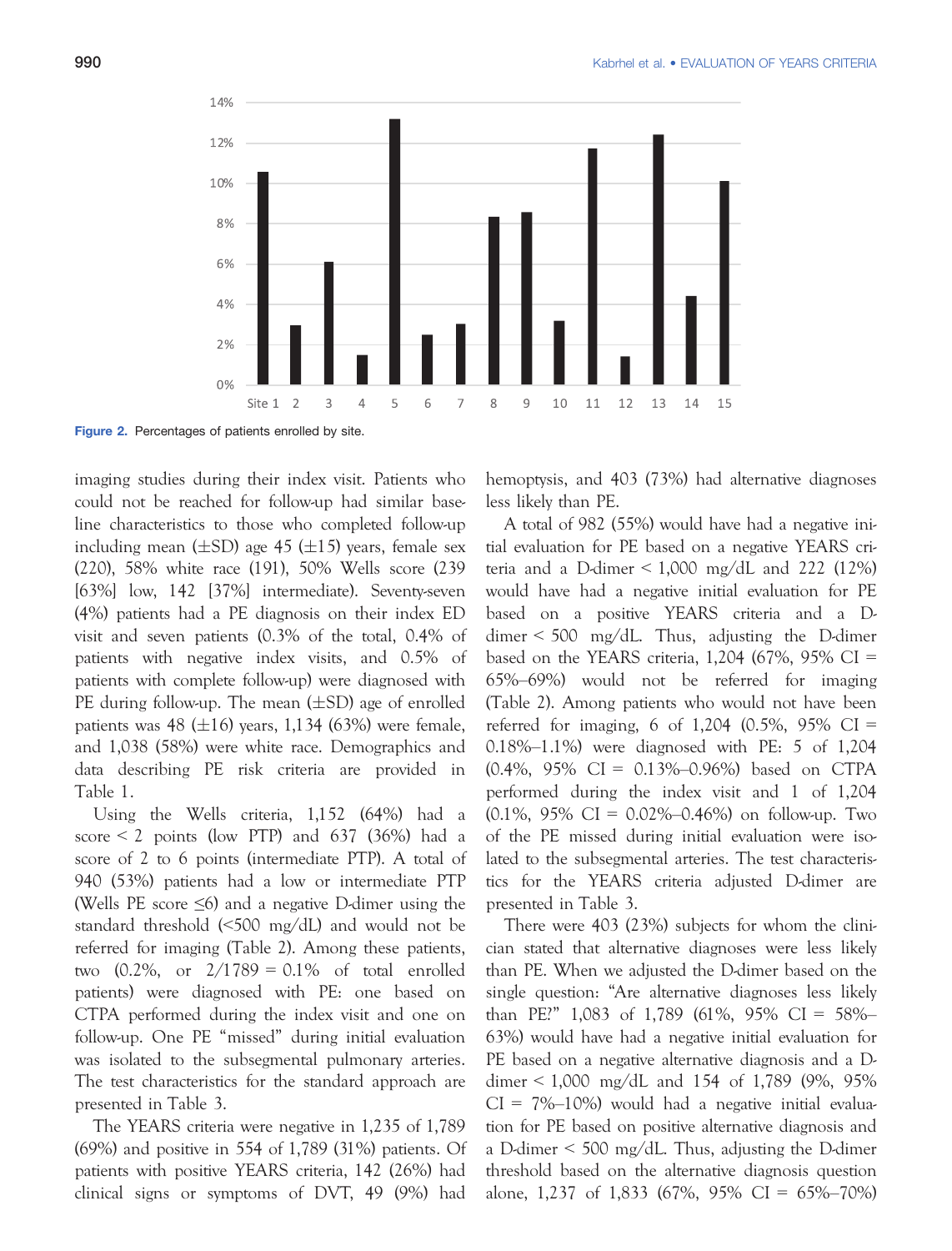Figure 2. Percentages of patients enrolled by site.

imaging studies during their index visit. Patients who could not be reached for follow-up had similar baseline characteristics to those who completed follow-up including mean (±SD) age 45 (±15) years, female sex (220), 58% white race (191), 50% Wells score (239 [63%] low, 142 [37%] intermediate). Seventy-seven (4%) patients had a PE diagnosis on their index ED visit and seven patients (0.3% of the total, 0.4% of patients with negative index visits, and 0.5% of patients with complete follow-up) were diagnosed with PE during follow-up. The mean (±SD) age of enrolled patients was 48 (±16) years, 1,134 (63%) were female, and 1,038 (58%) were white race. Demographics and data describing PE risk criteria are provided in Table 1.

Using the Wells criteria, 1,152 (64%) had a score < 2 points (low PTP) and 637 (36%) had a score of 2 to 6 points (intermediate PTP). A total of 940 (53%) patients had a low or intermediate PTP (Wells PE score ≤6) and a negative D-dimer using the standard threshold (<500 mg/dL) and would not be referred for imaging (Table 2). Among these patients, two (0.2%, or 2/1789 = 0.1% of total enrolled patients) were diagnosed with PE: one based on CTPA performed during the index visit and one on follow-up. One PE "missed" during initial evaluation was isolated to the subsegmental pulmonary arteries. The test characteristics for the standard approach are presented in Table 3.

The YEARS criteria were negative in 1,235 of 1,789 (69%) and positive in 554 of 1,789 (31%) patients. Of patients with positive YEARS criteria, 142 (26%) had clinical signs or symptoms of DVT, 49 (9%) had hemoptysis, and 403 (73%) had alternative diagnoses less likely than PE.

A total of 982 (55%) would have had a negative initial evaluation for PE based on a negative YEARS criteria and a D-dimer < 1,000 mg/dL and 222 (12%) would have had a negative initial evaluation for PE based on a positive YEARS criteria and a D-dimer < 500 mg/dL. Thus, adjusting the D-dimer based on the YEARS criteria, 1,204 (67%, 95% CI = 65%–69%) would not be referred for imaging (Table 2). Among patients who would not have been referred for imaging, 6 of 1,204 (0.5%, 95% CI = 0.18%–1.1%) were diagnosed with PE: 5 of 1,204 (0.4%, 95% CI = 0.13%–0.96%) based on CTPA performed during the index visit and 1 of 1,204 (0.1%, 95% CI = 0.02%–0.46%) on follow-up. Two of the PE missed during initial evaluation were isolated to the subsegmental arteries. The test characteristics for the YEARS criteria adjusted D-dimer are presented in Table 3.

There were 403 (23%) subjects for whom the clinician stated that alternative diagnoses were less likely than PE. When we adjusted the D-dimer based on the single question: "Are alternative diagnoses less likely than PE?" 1,083 of 1,789 (61%, 95% CI = 58%–63%) would have had a negative initial evaluation for PE based on a negative alternative diagnosis and a D-dimer < 1,000 mg/dL and 154 of 1,789 (9%, 95% CI = 7%–10%) would had a negative initial evaluation for PE based on positive alternative diagnosis and a D-dimer < 500 mg/dL. Thus, adjusting the D-dimer threshold based on the alternative diagnosis question alone, 1,237 of 1,833 (67%, 95% CI = 65%–70%)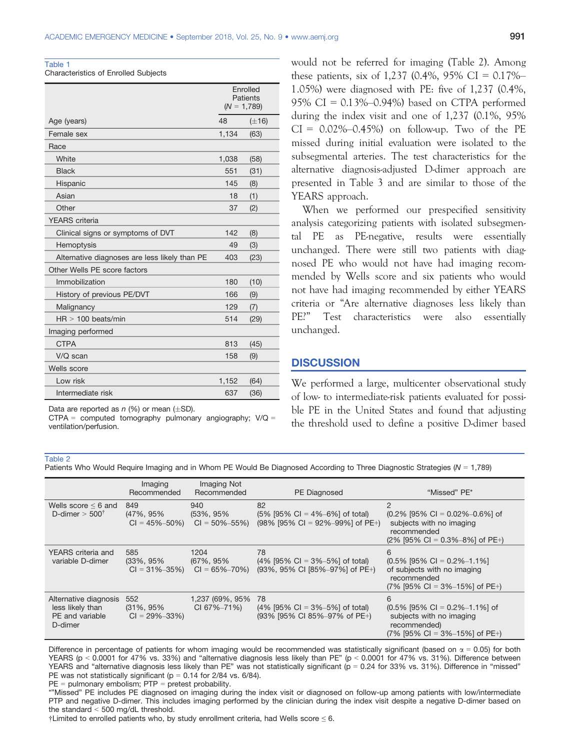Table 1
Characteristics of Enrolled Subjects

| | Enrolled Patients (N = 1,789) | |
|---|---|---|
| Age (years) | 48 | (±16) |
| Female sex | 1,134 | (63) |
| Race | | |
| White | 1,038 | (58) |
| Black | 551 | (31) |
| Hispanic | 145 | (8) |
| Asian | 18 | (1) |
| Other | 37 | (2) |
| YEARS criteria | | |
| Clinical signs or symptoms of DVT | 142 | (8) |
| Hemoptysis | 49 | (3) |
| Alternative diagnoses are less likely than PE | 403 | (23) |
| Other Wells PE score factors | | |
| Immobilization | 180 | (10) |
| History of previous PE/DVT | 166 | (9) |
| Malignancy | 129 | (7) |
| HR > 100 beats/min | 514 | (29) |
| Imaging performed | | |
| CTPA | 813 | (45) |
| V/Q scan | 158 | (9) |
| Wells score | | |
| Low risk | 1,152 | (64) |
| Intermediate risk | 637 | (36) |

Data are reported as n (%) or mean (±SD).
CTPA = computed tomography pulmonary angiography; V/Q = ventilation/perfusion.

would not be referred for imaging (Table 2). Among these patients, six of 1,237 (0.4%, 95% CI = 0.17%–1.05%) were diagnosed with PE: five of 1,237 (0.4%, 95% CI = 0.13%–0.94%) based on CTPA performed during the index visit and one of 1,237 (0.1%, 95% CI = 0.02%–0.45%) on follow-up. Two of the PE missed during initial evaluation were isolated to the subsegmental arteries. The test characteristics for the alternative diagnosis-adjusted D-dimer approach are presented in Table 3 and are similar to those of the YEARS approach.

When we performed our prespecified sensitivity analysis categorizing patients with isolated subsegmental PE as PE-negative, results were essentially unchanged. There were still two patients with diagnosed PE who would not have had imaging recommended by Wells score and six patients who would not have had imaging recommended by either YEARS criteria or "Are alternative diagnoses less likely than PE?" Test characteristics were also essentially unchanged.

## DISCUSSION

We performed a large, multicenter observational study of low- to intermediate-risk patients evaluated for possible PE in the United States and found that adjusting the threshold used to define a positive D-dimer based

Table 2
Patients Who Would Require Imaging and in Whom PE Would Be Diagnosed According to Three Diagnostic Strategies (N = 1,789)

| | Imaging Recommended | Imaging Not Recommended | PE Diagnosed | "Missed" PE* |
|---|---|---|---|---|
| Wells score ≤ 6 and D-dimer > 500† | 849 (47%, 95% CI = 45%–50%) | 940 (53%, 95% CI = 50%–55%) | 82 (5% [95% CI = 4%–6%] of total) (98% [95% CI = 92%–99%] of PE+) | 2 (0.2% [95% CI = 0.02%–0.6%] of subjects with no imaging recommended (2% [95% CI = 0.3%–8%] of PE+) |
| YEARS criteria and variable D-dimer | 585 (33%, 95% CI = 31%–35%) | 1204 (67%, 95% CI = 65%–70%) | 78 (4% [95% CI = 3%–5%] of total) (93%, 95% CI [85%–97%] of PE+) | 6 (0.5% [95% CI = 0.2%–1.1%] of subjects with no imaging recommended (7% [95% CI = 3%–15%] of PE+) |
| Alternative diagnosis less likely than PE and variable D-dimer | 552 (31%, 95% CI = 29%–33%) | 1,237 (69%, 95% CI 67%–71%) | 78 (4% [95% CI = 3%–5%] of total) (93% [95% CI 85%–97% of PE+) | 6 (0.5% [95% CI = 0.2%–1.1%] of subjects with no imaging recommended) (7% [95% CI = 3%–15%] of PE+) |

Difference in percentage of patients for whom imaging would be recommended was statistically significant (based on $\alpha = 0.05$) for both YEARS ($p < 0.0001$ for 47% vs. 33%) and "alternative diagnosis less likely than PE" ($p < 0.0001$ for 47% vs. 31%). Difference between YEARS and "alternative diagnosis less likely than PE" was not statistically significant ($p = 0.24$ for 33% vs. 31%). Difference in "missed" PE was not statistically significant ($p = 0.14$ for 2/84 vs. 6/84).
PE = pulmonary embolism; PTP = pretest probability.
*"Missed" PE includes PE diagnosed on imaging during the index visit or diagnosed on follow-up among patients with low/intermediate PTP and negative D-dimer. This includes imaging performed by the clinician during the index visit despite a negative D-dimer based on the standard < 500 mg/dL threshold.
†Limited to enrolled patients who, by study enrollment criteria, had Wells score ≤ 6.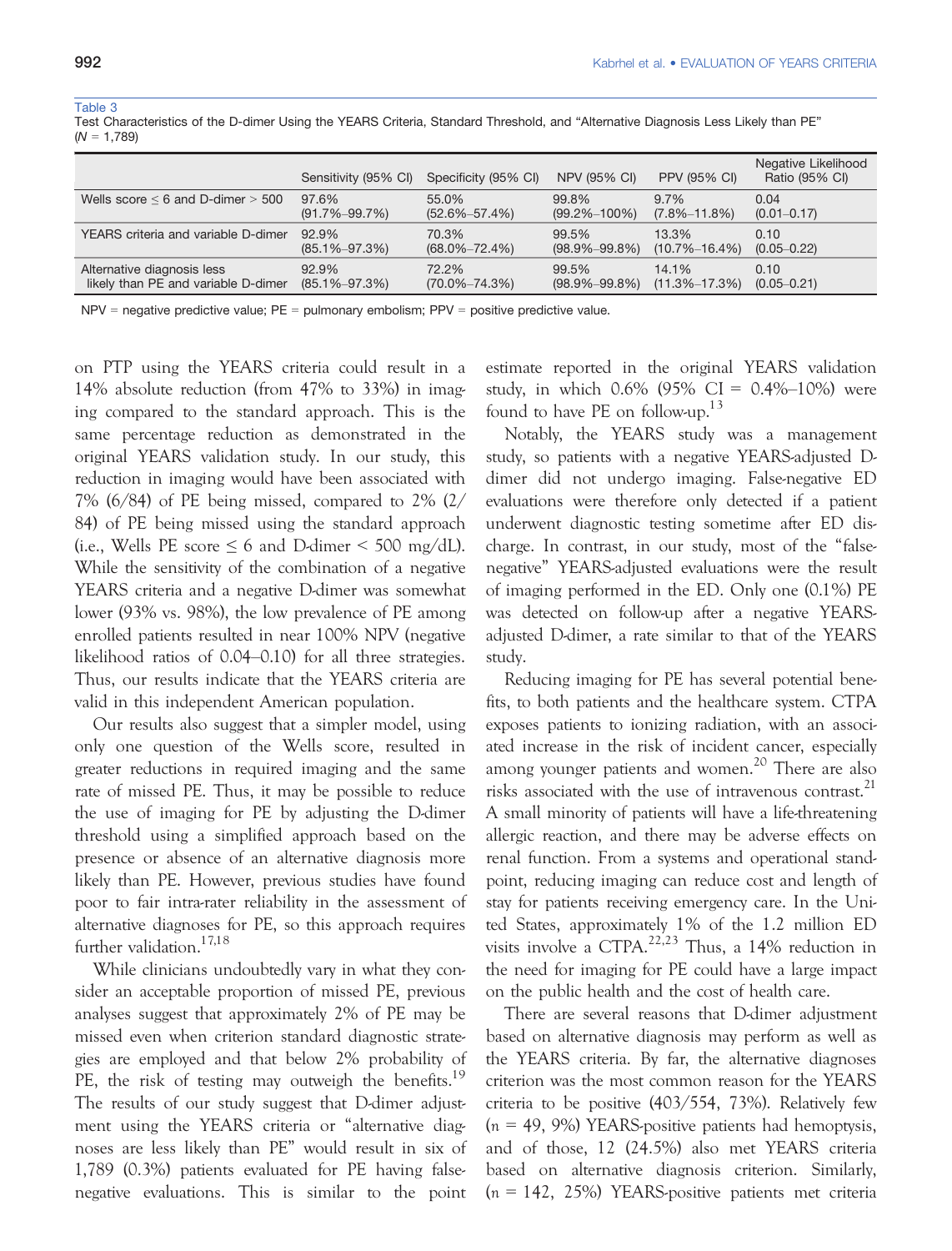Table 3
Test Characteristics of the D-dimer Using the YEARS Criteria, Standard Threshold, and "Alternative Diagnosis Less Likely than PE" ($N$ = 1,789)

| | Sensitivity (95% CI) | Specificity (95% CI) | NPV (95% CI) | PPV (95% CI) | Negative Likelihood Ratio (95% CI) |
|---|---|---|---|---|---|
| Wells score ≤ 6 and D-dimer > 500 | 97.6% (91.7%–99.7%) | 55.0% (52.6%–57.4%) | 99.8% (99.2%–100%) | 9.7% (7.8%–11.8%) | 0.04 (0.01–0.17) |
| YEARS criteria and variable D-dimer | 92.9% (85.1%–97.3%) | 70.3% (68.0%–72.4%) | 99.5% (98.9%–99.8%) | 13.3% (10.7%–16.4%) | 0.10 (0.05–0.22) |
| Alternative diagnosis less likely than PE and variable D-dimer | 92.9% (85.1%–97.3%) | 72.2% (70.0%–74.3%) | 99.5% (98.9%–99.8%) | 14.1% (11.3%–17.3%) | 0.10 (0.05–0.21) |

NPV = negative predictive value; PE = pulmonary embolism; PPV = positive predictive value.

on PTP using the YEARS criteria could result in a 14% absolute reduction (from 47% to 33%) in imaging compared to the standard approach. This is the same percentage reduction as demonstrated in the original YEARS validation study. In our study, this reduction in imaging would have been associated with 7% (6/84) of PE being missed, compared to 2% (2/84) of PE being missed using the standard approach (i.e., Wells PE score ≤ 6 and D-dimer < 500 mg/dL). While the sensitivity of the combination of a negative YEARS criteria and a negative D-dimer was somewhat lower (93% vs. 98%), the low prevalence of PE among enrolled patients resulted in near 100% NPV (negative likelihood ratios of 0.04–0.10) for all three strategies. Thus, our results indicate that the YEARS criteria are valid in this independent American population.

Our results also suggest that a simpler model, using only one question of the Wells score, resulted in greater reductions in required imaging and the same rate of missed PE. Thus, it may be possible to reduce the use of imaging for PE by adjusting the D-dimer threshold using a simplified approach based on the presence or absence of an alternative diagnosis more likely than PE. However, previous studies have found poor to fair intra-rater reliability in the assessment of alternative diagnoses for PE, so this approach requires further validation.[17,18]

While clinicians undoubtedly vary in what they consider an acceptable proportion of missed PE, previous analyses suggest that approximately 2% of PE may be missed even when criterion standard diagnostic strategies are employed and that below 2% probability of PE, the risk of testing may outweigh the benefits.[19] The results of our study suggest that D-dimer adjustment using the YEARS criteria or "alternative diagnoses are less likely than PE" would result in six of 1,789 (0.3%) patients evaluated for PE having false-negative evaluations. This is similar to the point estimate reported in the original YEARS validation study, in which 0.6% (95% CI = 0.4%–10%) were found to have PE on follow-up.[13]

Notably, the YEARS study was a management study, so patients with a negative YEARS-adjusted D-dimer did not undergo imaging. False-negative ED evaluations were therefore only detected if a patient underwent diagnostic testing sometime after ED discharge. In contrast, in our study, most of the "false-negative" YEARS-adjusted evaluations were the result of imaging performed in the ED. Only one (0.1%) PE was detected on follow-up after a negative YEARS-adjusted D-dimer, a rate similar to that of the YEARS study.

Reducing imaging for PE has several potential benefits, to both patients and the healthcare system. CTPA exposes patients to ionizing radiation, with an associated increase in the risk of incident cancer, especially among younger patients and women.[20] There are also risks associated with the use of intravenous contrast.[21] A small minority of patients will have a life-threatening allergic reaction, and there may be adverse effects on renal function. From a systems and operational standpoint, reducing imaging can reduce cost and length of stay for patients receiving emergency care. In the United States, approximately 1% of the 1.2 million ED visits involve a CTPA.[22,23] Thus, a 14% reduction in the need for imaging for PE could have a large impact on the public health and the cost of health care.

There are several reasons that D-dimer adjustment based on alternative diagnosis may perform as well as the YEARS criteria. By far, the alternative diagnoses criterion was the most common reason for the YEARS criteria to be positive (403/554, 73%). Relatively few ($n$ = 49, 9%) YEARS-positive patients had hemoptysis, and of those, 12 (24.5%) also met YEARS criteria based on alternative diagnosis criterion. Similarly, ($n$ = 142, 25%) YEARS-positive patients met criteria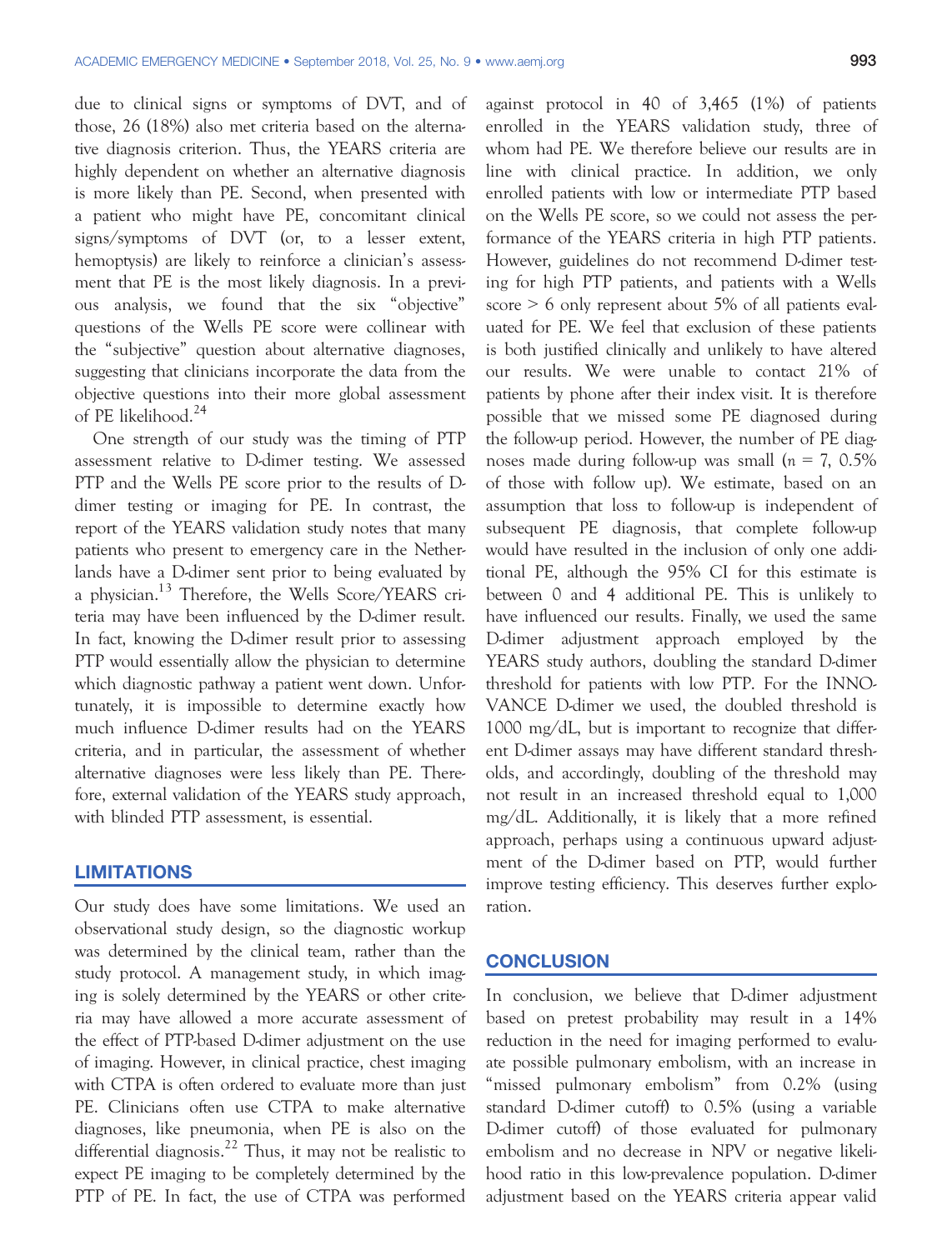due to clinical signs or symptoms of DVT, and of those, 26 (18%) also met criteria based on the alternative diagnosis criterion. Thus, the YEARS criteria are highly dependent on whether an alternative diagnosis is more likely than PE. Second, when presented with a patient who might have PE, concomitant clinical signs/symptoms of DVT (or, to a lesser extent, hemoptysis) are likely to reinforce a clinician's assessment that PE is the most likely diagnosis. In a previous analysis, we found that the six "objective" questions of the Wells PE score were collinear with the "subjective" question about alternative diagnoses, suggesting that clinicians incorporate the data from the objective questions into their more global assessment of PE likelihood.[24]

One strength of our study was the timing of PTP assessment relative to D-dimer testing. We assessed PTP and the Wells PE score prior to the results of D-dimer testing or imaging for PE. In contrast, the report of the YEARS validation study notes that many patients who present to emergency care in the Netherlands have a D-dimer sent prior to being evaluated by a physician.[13] Therefore, the Wells Score/YEARS criteria may have been influenced by the D-dimer result. In fact, knowing the D-dimer result prior to assessing PTP would essentially allow the physician to determine which diagnostic pathway a patient went down. Unfortunately, it is impossible to determine exactly how much influence D-dimer results had on the YEARS criteria, and in particular, the assessment of whether alternative diagnoses were less likely than PE. Therefore, external validation of the YEARS study approach, with blinded PTP assessment, is essential.

## LIMITATIONS

Our study does have some limitations. We used an observational study design, so the diagnostic workup was determined by the clinical team, rather than the study protocol. A management study, in which imaging is solely determined by the YEARS or other criteria may have allowed a more accurate assessment of the effect of PTP-based D-dimer adjustment on the use of imaging. However, in clinical practice, chest imaging with CTPA is often ordered to evaluate more than just PE. Clinicians often use CTPA to make alternative diagnoses, like pneumonia, when PE is also on the differential diagnosis.[22] Thus, it may not be realistic to expect PE imaging to be completely determined by the PTP of PE. In fact, the use of CTPA was performed against protocol in 40 of 3,465 (1%) of patients enrolled in the YEARS validation study, three of whom had PE. We therefore believe our results are in line with clinical practice. In addition, we only enrolled patients with low or intermediate PTP based on the Wells PE score, so we could not assess the performance of the YEARS criteria in high PTP patients. However, guidelines do not recommend D-dimer testing for high PTP patients, and patients with a Wells score > 6 only represent about 5% of all patients evaluated for PE. We feel that exclusion of these patients is both justified clinically and unlikely to have altered our results. We were unable to contact 21% of patients by phone after their index visit. It is therefore possible that we missed some PE diagnosed during the follow-up period. However, the number of PE diagnoses made during follow-up was small ($n = 7$, 0.5% of those with follow up). We estimate, based on an assumption that loss to follow-up is independent of subsequent PE diagnosis, that complete follow-up would have resulted in the inclusion of only one additional PE, although the 95% CI for this estimate is between 0 and 4 additional PE. This is unlikely to have influenced our results. Finally, we used the same D-dimer adjustment approach employed by the YEARS study authors, doubling the standard D-dimer threshold for patients with low PTP. For the INNOVANCE D-dimer we used, the doubled threshold is 1000 mg/dL, but it is important to recognize that different D-dimer assays may have different standard thresholds, and accordingly, doubling of the threshold may not result in an increased threshold equal to 1,000 mg/dL. Additionally, it is likely that a more refined approach, perhaps using a continuous upward adjustment of the D-dimer based on PTP, would further improve testing efficiency. This deserves further exploration.

## CONCLUSION

In conclusion, we believe that D-dimer adjustment based on pretest probability may result in a 14% reduction in the need for imaging performed to evaluate possible pulmonary embolism, with an increase in "missed pulmonary embolism" from 0.2% (using standard D-dimer cutoff) to 0.5% (using a variable D-dimer cutoff) of those evaluated for pulmonary embolism and no decrease in NPV or negative likelihood ratio in this low-prevalence population. D-dimer adjustment based on the YEARS criteria appear valid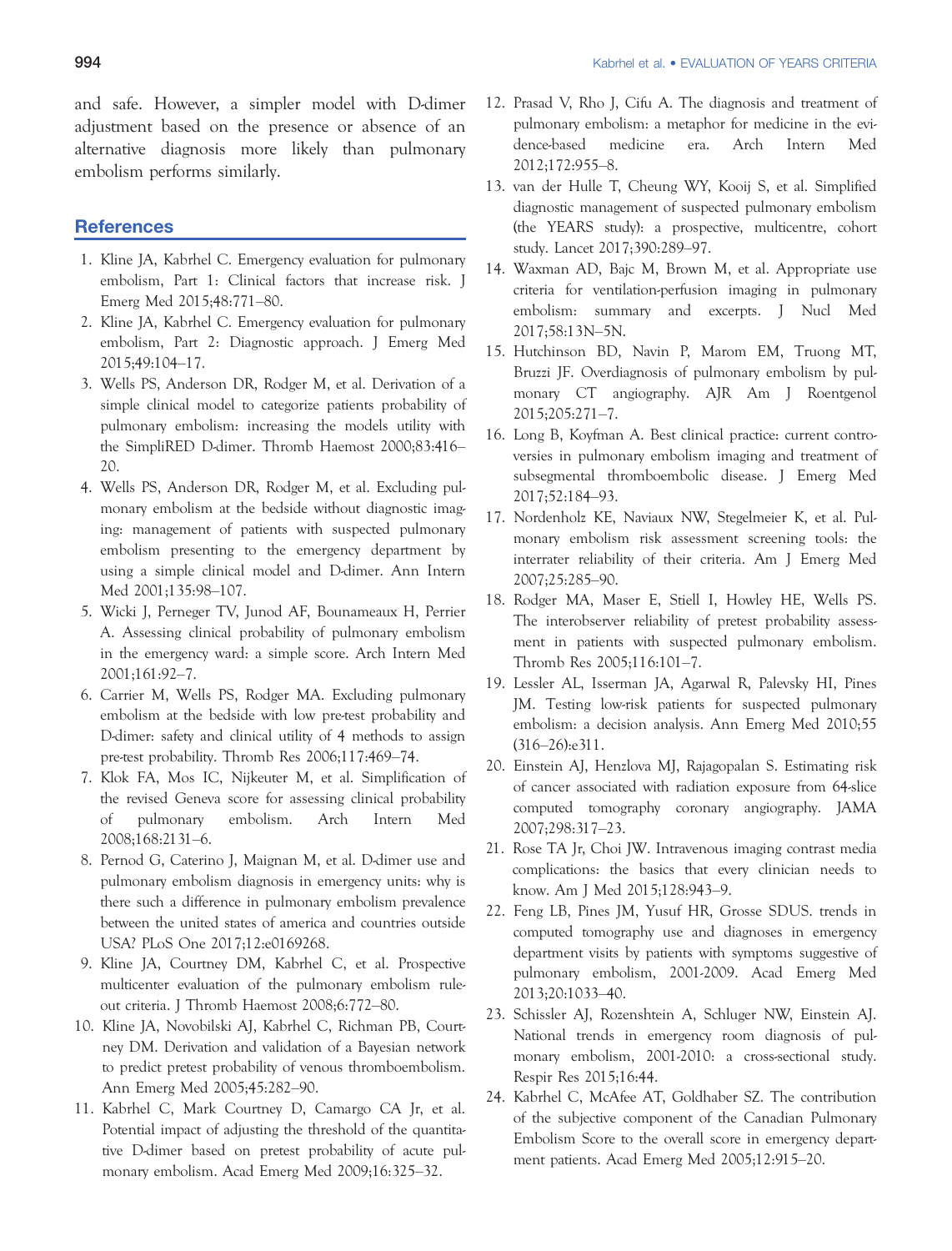and safe. However, a simpler model with D-dimer adjustment based on the presence or absence of an alternative diagnosis more likely than pulmonary embolism performs similarly.

## References

1. Kline JA, Kabrhel C. Emergency evaluation for pulmonary embolism, Part 1: Clinical factors that increase risk. J Emerg Med 2015;48:771–80.
2. Kline JA, Kabrhel C. Emergency evaluation for pulmonary embolism, Part 2: Diagnostic approach. J Emerg Med 2015;49:104–17.
3. Wells PS, Anderson DR, Rodger M, et al. Derivation of a simple clinical model to categorize patients probability of pulmonary embolism: increasing the models utility with the SimpliRED D-dimer. Thromb Haemost 2000;83:416–20.
4. Wells PS, Anderson DR, Rodger M, et al. Excluding pulmonary embolism at the bedside without diagnostic imaging: management of patients with suspected pulmonary embolism presenting to the emergency department by using a simple clinical model and D-dimer. Ann Intern Med 2001;135:98–107.
5. Wicki J, Perneger TV, Junod AF, Bounameaux H, Perrier A. Assessing clinical probability of pulmonary embolism in the emergency ward: a simple score. Arch Intern Med 2001;161:92–7.
6. Carrier M, Wells PS, Rodger MA. Excluding pulmonary embolism at the bedside with low pre-test probability and D-dimer: safety and clinical utility of 4 methods to assign pre-test probability. Thromb Res 2006;117:469–74.
7. Klok FA, Mos IC, Nijkeuter M, et al. Simplification of the revised Geneva score for assessing clinical probability of pulmonary embolism. Arch Intern Med 2008;168:2131–6.
8. Pernod G, Caterino J, Maignan M, et al. D-dimer use and pulmonary embolism diagnosis in emergency units: why is there such a difference in pulmonary embolism prevalence between the united states of america and countries outside USA? PLoS One 2017;12:e0169268.
9. Kline JA, Courtney DM, Kabrhel C, et al. Prospective multicenter evaluation of the pulmonary embolism rule-out criteria. J Thromb Haemost 2008;6:772–80.
10. Kline JA, Novobilski AJ, Kabrhel C, Richman PB, Courtney DM. Derivation and validation of a Bayesian network to predict pretest probability of venous thromboembolism. Ann Emerg Med 2005;45:282–90.
11. Kabrhel C, Mark Courtney D, Camargo CA Jr, et al. Potential impact of adjusting the threshold of the quantitative D-dimer based on pretest probability of acute pulmonary embolism. Acad Emerg Med 2009;16:325–32.
12. Prasad V, Rho J, Cifu A. The diagnosis and treatment of pulmonary embolism: a metaphor for medicine in the evidence-based medicine era. Arch Intern Med 2012;172:955–8.
13. van der Hulle T, Cheung WY, Kooij S, et al. Simplified diagnostic management of suspected pulmonary embolism (the YEARS study): a prospective, multicentre, cohort study. Lancet 2017;390:289–97.
14. Waxman AD, Bajc M, Brown M, et al. Appropriate use criteria for ventilation-perfusion imaging in pulmonary embolism: summary and excerpts. J Nucl Med 2017;58:13N–5N.
15. Hutchinson BD, Navin P, Marom EM, Truong MT, Bruzzi JF. Overdiagnosis of pulmonary embolism by pulmonary CT angiography. AJR Am J Roentgenol 2015;205:271–7.
16. Long B, Koyfman A. Best clinical practice: current controversies in pulmonary embolism imaging and treatment of subsegmental thromboembolic disease. J Emerg Med 2017;52:184–93.
17. Nordenholz KE, Naviaux NW, Stegelmeier K, et al. Pulmonary embolism risk assessment screening tools: the interrater reliability of their criteria. Am J Emerg Med 2007;25:285–90.
18. Rodger MA, Maser E, Stiell I, Howley HE, Wells PS. The interobserver reliability of pretest probability assessment in patients with suspected pulmonary embolism. Thromb Res 2005;116:101–7.
19. Lessler AL, Isserman JA, Agarwal R, Palevsky HI, Pines JM. Testing low-risk patients for suspected pulmonary embolism: a decision analysis. Ann Emerg Med 2010;55 (316–26):e311.
20. Einstein AJ, Henzlova MJ, Rajagopalan S. Estimating risk of cancer associated with radiation exposure from 64-slice computed tomography coronary angiography. JAMA 2007;298:317–23.
21. Rose TA Jr, Choi JW. Intravenous imaging contrast media complications: the basics that every clinician needs to know. Am J Med 2015;128:943–9.
22. Feng LB, Pines JM, Yusuf HR, Grosse SDUS. trends in computed tomography use and diagnoses in emergency department visits by patients with symptoms suggestive of pulmonary embolism, 2001-2009. Acad Emerg Med 2013;20:1033–40.
23. Schissler AJ, Rozenshtein A, Schluger NW, Einstein AJ. National trends in emergency room diagnosis of pulmonary embolism, 2001-2010: a cross-sectional study. Respir Res 2015;16:44.
24. Kabrhel C, McAfee AT, Goldhaber SZ. The contribution of the subjective component of the Canadian Pulmonary Embolism Score to the overall score in emergency department patients. Acad Emerg Med 2005;12:915–20.